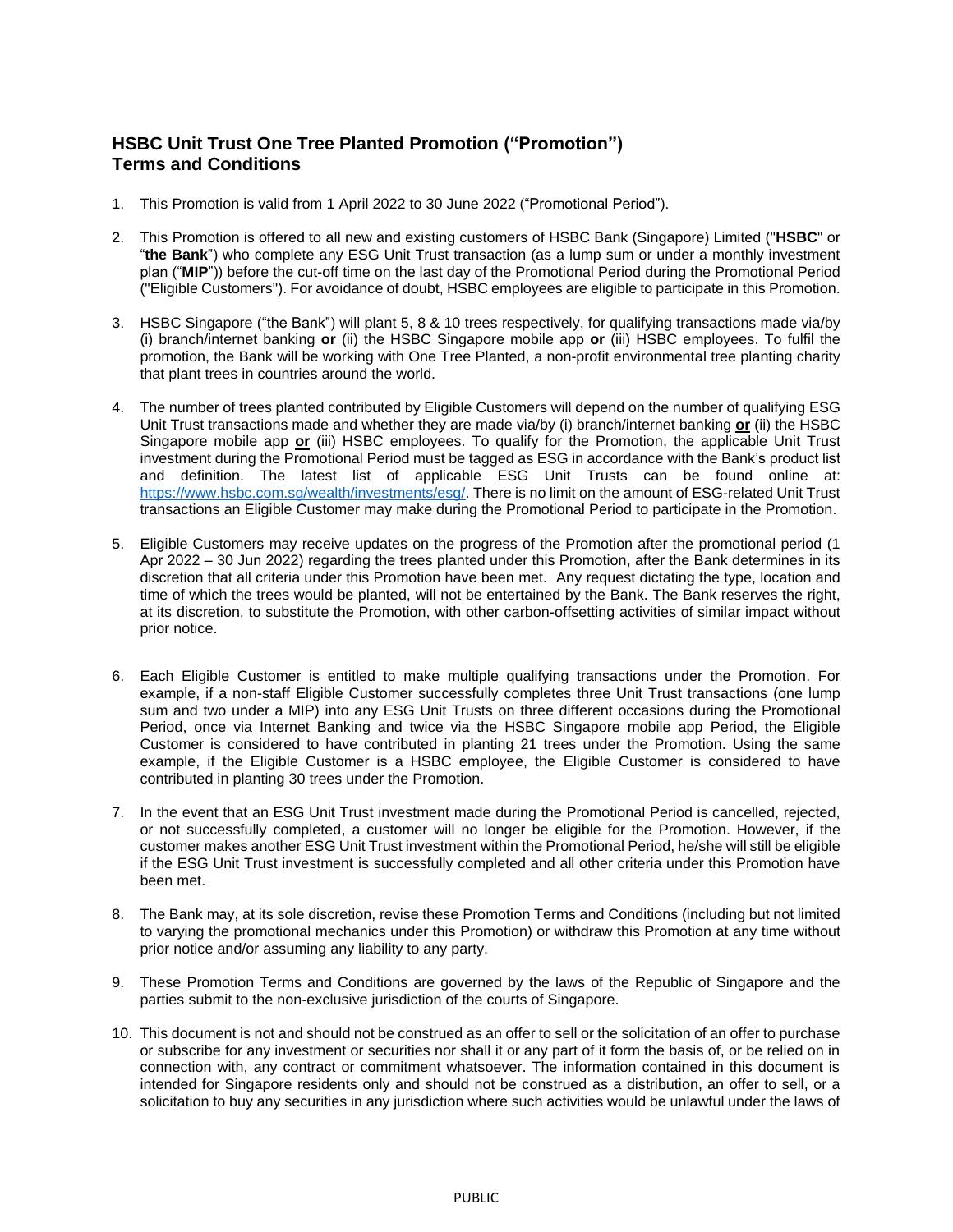## HSBC Unit Trust One Tree Planted Promotion ("Promotion") Terms and Conditions

1. This Promotion is valid from 1 April 2022 to 30 June 2022 ("Promotional Period").

2. This Promotion is offered to all new and existing customers of HSBC Bank (Singapore) Limited ("**HSBC**" or "**the Bank**") who complete any ESG Unit Trust transaction (as a lump sum or under a monthly investment plan ("**MIP**")) before the cut-off time on the last day of the Promotional Period during the Promotional Period ("Eligible Customers"). For avoidance of doubt, HSBC employees are eligible to participate in this Promotion.

3. HSBC Singapore ("the Bank") will plant 5, 8 & 10 trees respectively, for qualifying transactions made via/by (i) branch/internet banking **or** (ii) the HSBC Singapore mobile app **or** (iii) HSBC employees. To fulfil the promotion, the Bank will be working with One Tree Planted, a non-profit environmental tree planting charity that plant trees in countries around the world.

4. The number of trees planted contributed by Eligible Customers will depend on the number of qualifying ESG Unit Trust transactions made and whether they are made via/by (i) branch/internet banking **or** (ii) the HSBC Singapore mobile app **or** (iii) HSBC employees. To qualify for the Promotion, the applicable Unit Trust investment during the Promotional Period must be tagged as ESG in accordance with the Bank's product list and definition. The latest list of applicable ESG Unit Trusts can be found online at: https://www.hsbc.com.sg/wealth/investments/esg/. There is no limit on the amount of ESG-related Unit Trust transactions an Eligible Customer may make during the Promotional Period to participate in the Promotion.

5. Eligible Customers may receive updates on the progress of the Promotion after the promotional period (1 Apr 2022 – 30 Jun 2022) regarding the trees planted under this Promotion, after the Bank determines in its discretion that all criteria under this Promotion have been met. Any request dictating the type, location and time of which the trees would be planted, will not be entertained by the Bank. The Bank reserves the right, at its discretion, to substitute the Promotion, with other carbon-offsetting activities of similar impact without prior notice.

6. Each Eligible Customer is entitled to make multiple qualifying transactions under the Promotion. For example, if a non-staff Eligible Customer successfully completes three Unit Trust transactions (one lump sum and two under a MIP) into any ESG Unit Trusts on three different occasions during the Promotional Period, once via Internet Banking and twice via the HSBC Singapore mobile app Period, the Eligible Customer is considered to have contributed in planting 21 trees under the Promotion. Using the same example, if the Eligible Customer is a HSBC employee, the Eligible Customer is considered to have contributed in planting 30 trees under the Promotion.

7. In the event that an ESG Unit Trust investment made during the Promotional Period is cancelled, rejected, or not successfully completed, a customer will no longer be eligible for the Promotion. However, if the customer makes another ESG Unit Trust investment within the Promotional Period, he/she will still be eligible if the ESG Unit Trust investment is successfully completed and all other criteria under this Promotion have been met.

8. The Bank may, at its sole discretion, revise these Promotion Terms and Conditions (including but not limited to varying the promotional mechanics under this Promotion) or withdraw this Promotion at any time without prior notice and/or assuming any liability to any party.

9. These Promotion Terms and Conditions are governed by the laws of the Republic of Singapore and the parties submit to the non-exclusive jurisdiction of the courts of Singapore.

10. This document is not and should not be construed as an offer to sell or the solicitation of an offer to purchase or subscribe for any investment or securities nor shall it or any part of it form the basis of, or be relied on in connection with, any contract or commitment whatsoever. The information contained in this document is intended for Singapore residents only and should not be construed as a distribution, an offer to sell, or a solicitation to buy any securities in any jurisdiction where such activities would be unlawful under the laws of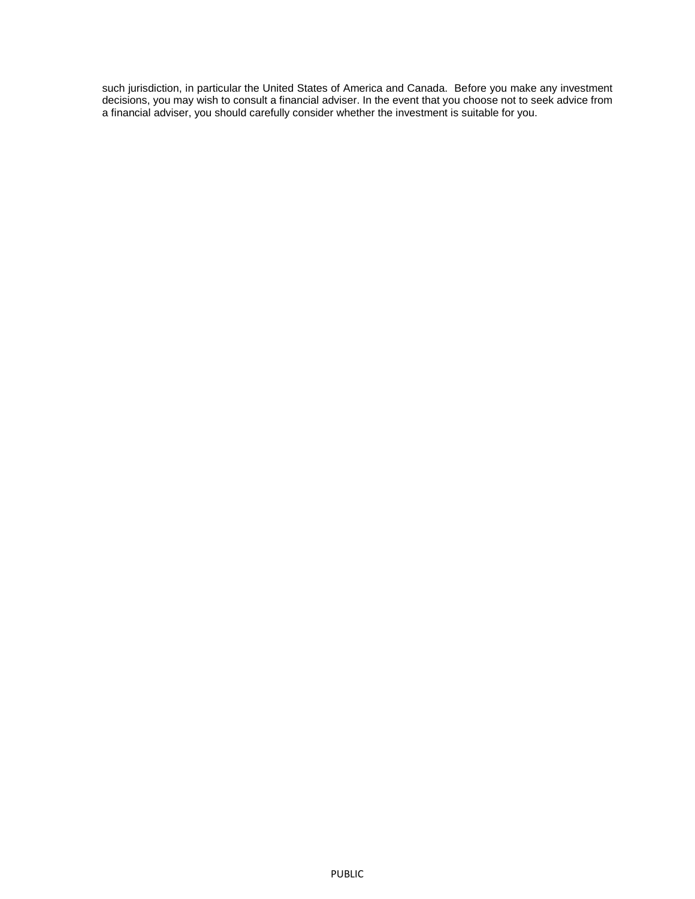such jurisdiction, in particular the United States of America and Canada. Before you make any investment decisions, you may wish to consult a financial adviser. In the event that you choose not to seek advice from a financial adviser, you should carefully consider whether the investment is suitable for you.